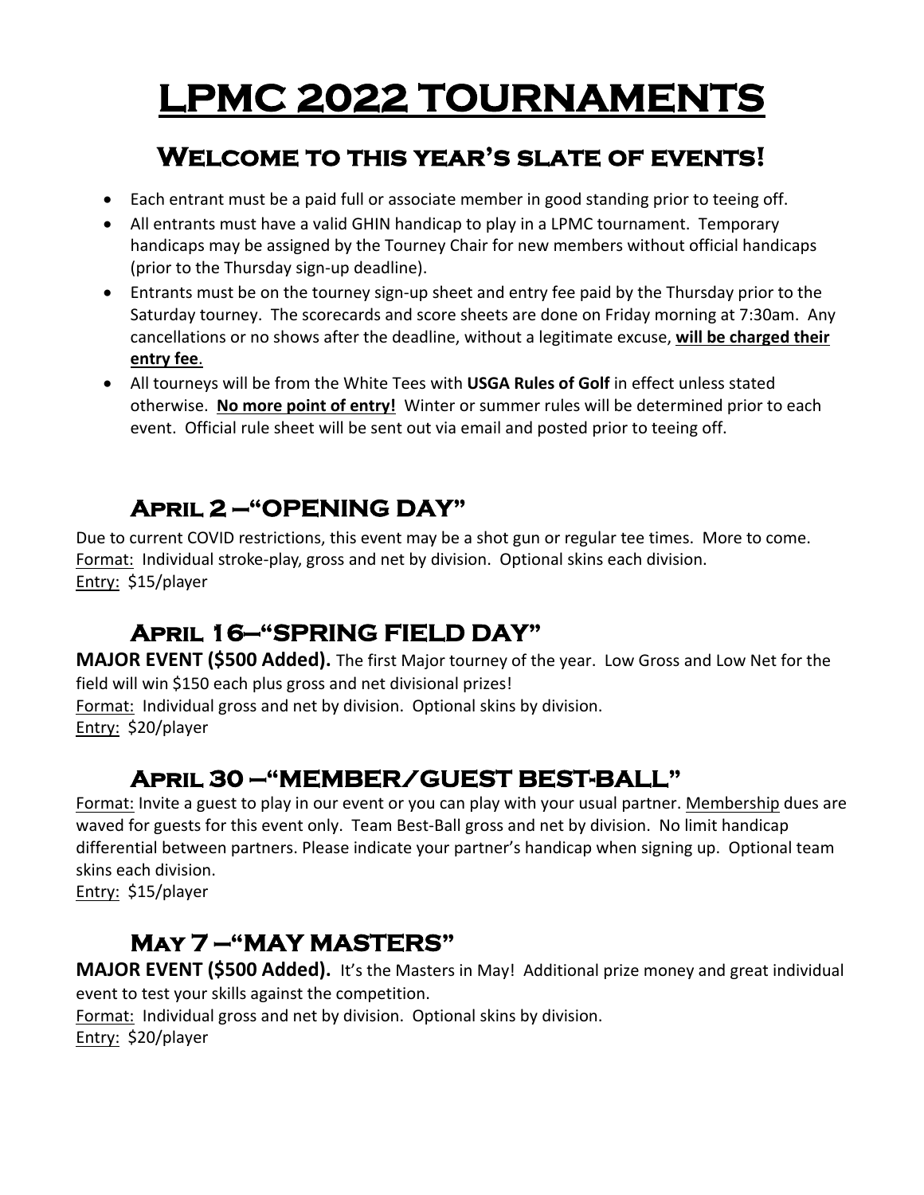# LPMC 2022 TOURNAMENTS

## Welcome to this year's slate of events!

- Each entrant must be a paid full or associate member in good standing prior to teeing off.
- All entrants must have a valid GHIN handicap to play in a LPMC tournament. Temporary handicaps may be assigned by the Tourney Chair for new members without official handicaps (prior to the Thursday sign-up deadline).
- Entrants must be on the tourney sign-up sheet and entry fee paid by the Thursday prior to the Saturday tourney. The scorecards and score sheets are done on Friday morning at 7:30am. Any cancellations or no shows after the deadline, without a legitimate excuse, **will be charged their entry fee**.
- All tourneys will be from the White Tees with **USGA Rules of Golf** in effect unless stated otherwise. **No more point of entry!** Winter or summer rules will be determined prior to each event. Official rule sheet will be sent out via email and posted prior to teeing off.

### April 2 –"OPENING DAY"

Due to current COVID restrictions, this event may be a shot gun or regular tee times. More to come.
Format: Individual stroke-play, gross and net by division. Optional skins each division.
Entry: $15/player

### April 16–"SPRING FIELD DAY"

**MAJOR EVENT ($500 Added).** The first Major tourney of the year. Low Gross and Low Net for the field will win $150 each plus gross and net divisional prizes!
Format: Individual gross and net by division. Optional skins by division.
Entry: $20/player

### April 30 –"MEMBER/GUEST BEST-BALL"

Format: Invite a guest to play in our event or you can play with your usual partner. Membership dues are waved for guests for this event only. Team Best-Ball gross and net by division. No limit handicap differential between partners. Please indicate your partner's handicap when signing up. Optional team skins each division.
Entry: $15/player

### May 7 –"MAY MASTERS"

**MAJOR EVENT ($500 Added).** It's the Masters in May! Additional prize money and great individual event to test your skills against the competition.
Format: Individual gross and net by division. Optional skins by division.
Entry: $20/player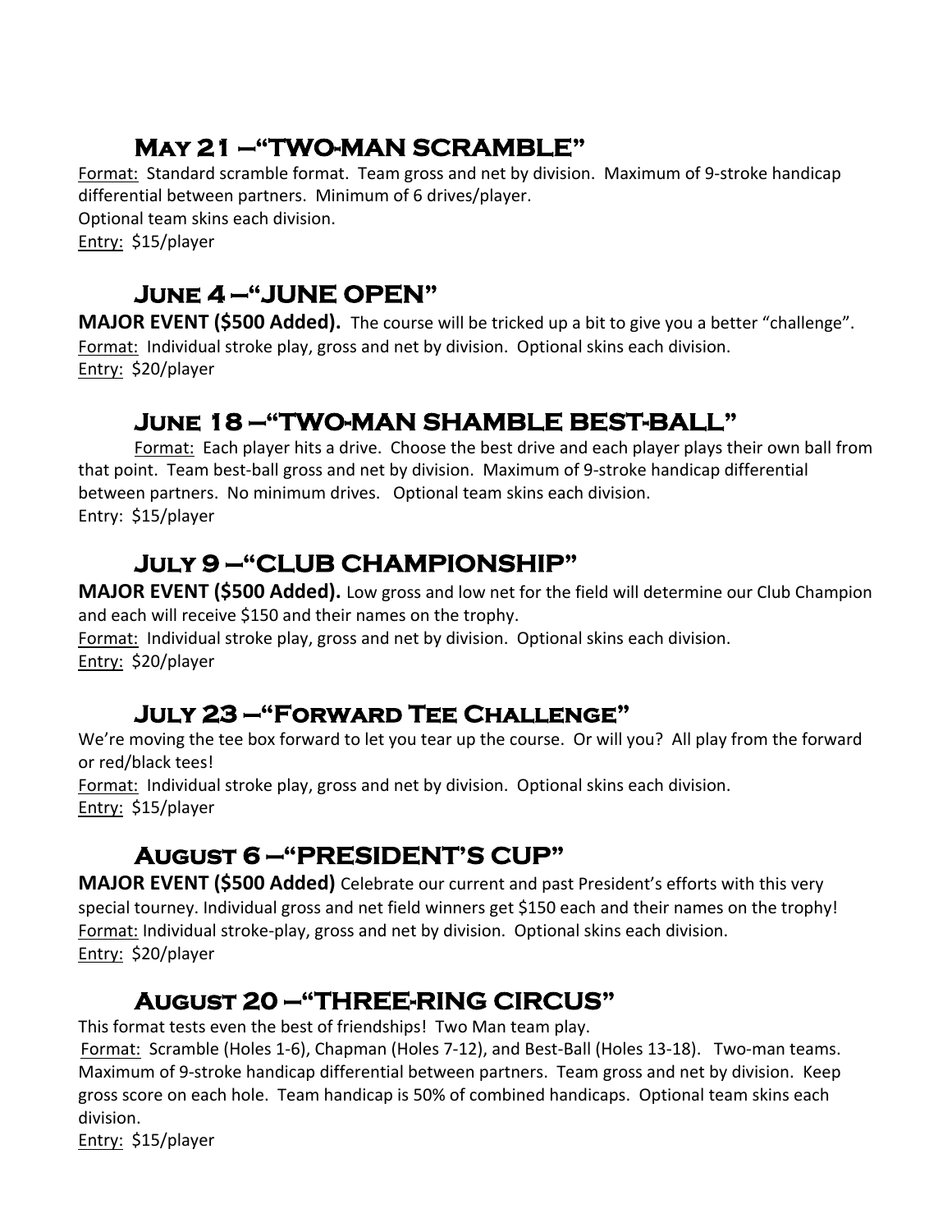## May 21 –"TWO-MAN SCRAMBLE"

Format: Standard scramble format. Team gross and net by division. Maximum of 9-stroke handicap differential between partners. Minimum of 6 drives/player.
Optional team skins each division.
Entry: $15/player

## June 4 –"JUNE OPEN"

**MAJOR EVENT ($500 Added).** The course will be tricked up a bit to give you a better "challenge".
Format: Individual stroke play, gross and net by division. Optional skins each division.
Entry: $20/player

## June 18 –"TWO-MAN SHAMBLE BEST-BALL"

Format: Each player hits a drive. Choose the best drive and each player plays their own ball from that point. Team best-ball gross and net by division. Maximum of 9-stroke handicap differential between partners. No minimum drives. Optional team skins each division.
Entry: $15/player

## July 9 –"CLUB CHAMPIONSHIP"

**MAJOR EVENT ($500 Added).** Low gross and low net for the field will determine our Club Champion and each will receive $150 and their names on the trophy.
Format: Individual stroke play, gross and net by division. Optional skins each division.
Entry: $20/player

## July 23 –"Forward Tee Challenge"

We're moving the tee box forward to let you tear up the course. Or will you? All play from the forward or red/black tees!
Format: Individual stroke play, gross and net by division. Optional skins each division.
Entry: $15/player

## August 6 –"PRESIDENT'S CUP"

**MAJOR EVENT ($500 Added)** Celebrate our current and past President's efforts with this very special tourney. Individual gross and net field winners get $150 each and their names on the trophy!
Format: Individual stroke-play, gross and net by division. Optional skins each division.
Entry: $20/player

## August 20 –"THREE-RING CIRCUS"

This format tests even the best of friendships! Two Man team play.
Format: Scramble (Holes 1-6), Chapman (Holes 7-12), and Best-Ball (Holes 13-18). Two-man teams. Maximum of 9-stroke handicap differential between partners. Team gross and net by division. Keep gross score on each hole. Team handicap is 50% of combined handicaps. Optional team skins each division.
Entry: $15/player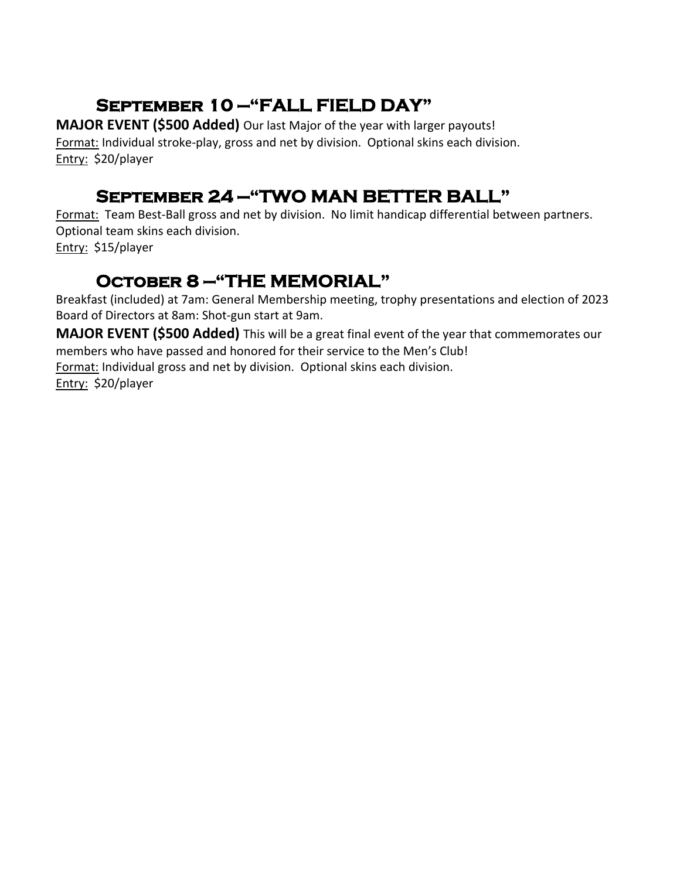## September 10 –"FALL FIELD DAY"

**MAJOR EVENT ($500 Added)** Our last Major of the year with larger payouts!
Format: Individual stroke-play, gross and net by division. Optional skins each division.
Entry: $20/player

## September 24 –"TWO MAN BETTER BALL"

Format: Team Best-Ball gross and net by division. No limit handicap differential between partners. Optional team skins each division.
Entry: $15/player

## October 8 –"THE MEMORIAL"

Breakfast (included) at 7am: General Membership meeting, trophy presentations and election of 2023 Board of Directors at 8am: Shot-gun start at 9am.

**MAJOR EVENT ($500 Added)** This will be a great final event of the year that commemorates our members who have passed and honored for their service to the Men's Club!
Format: Individual gross and net by division. Optional skins each division.
Entry: $20/player